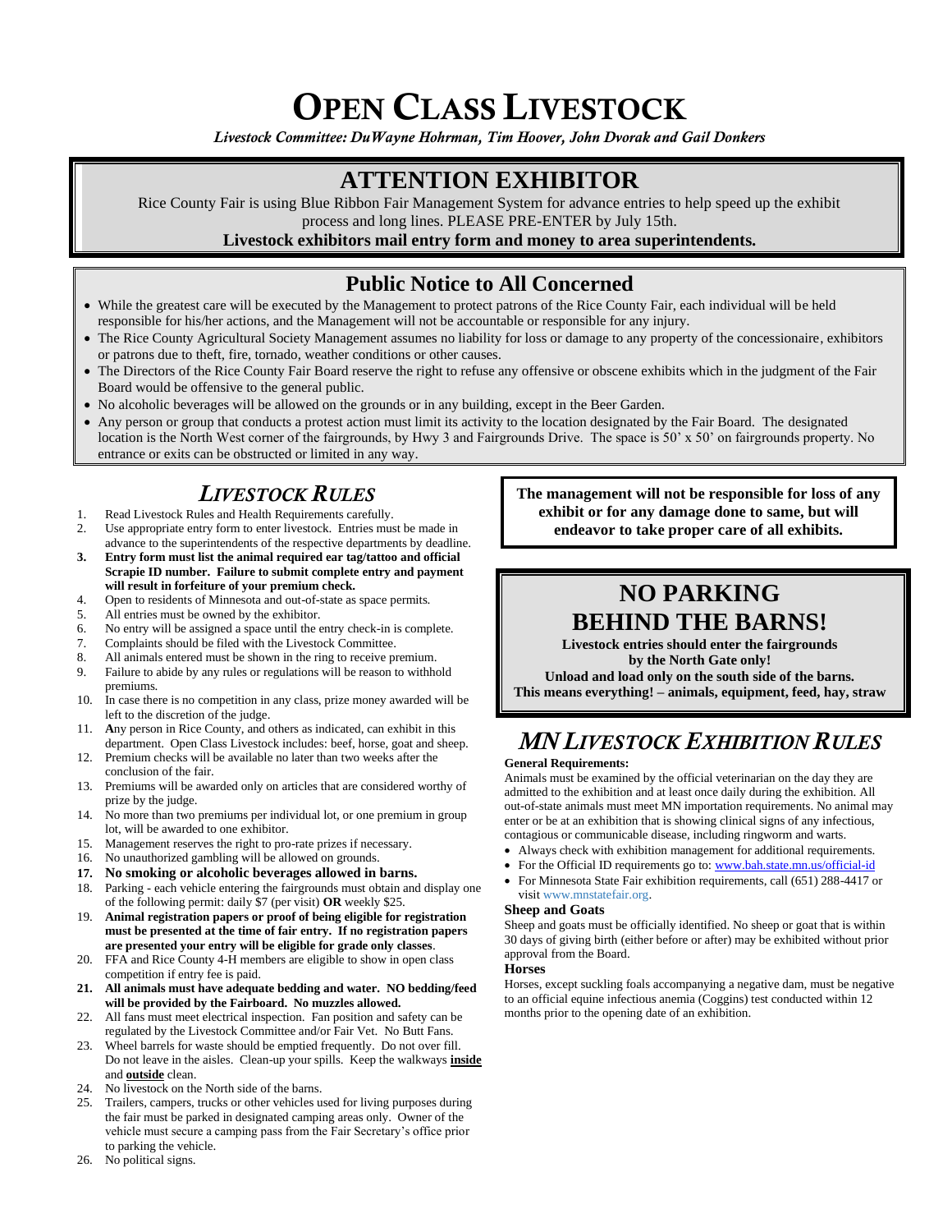# OPEN CLASS LIVESTOCK

*Livestock Committee: DuWayne Hohrman, Tim Hoover, John Dvorak and Gail Donkers*

## ATTENTION EXHIBITOR

Rice County Fair is using Blue Ribbon Fair Management System for advance entries to help speed up the exhibit process and long lines. PLEASE PRE-ENTER by July 15th.

**Livestock exhibitors mail entry form and money to area superintendents.**

## Public Notice to All Concerned

- While the greatest care will be executed by the Management to protect patrons of the Rice County Fair, each individual will be held responsible for his/her actions, and the Management will not be accountable or responsible for any injury.
- The Rice County Agricultural Society Management assumes no liability for loss or damage to any property of the concessionaire, exhibitors or patrons due to theft, fire, tornado, weather conditions or other causes.
- The Directors of the Rice County Fair Board reserve the right to refuse any offensive or obscene exhibits which in the judgment of the Fair Board would be offensive to the general public.
- No alcoholic beverages will be allowed on the grounds or in any building, except in the Beer Garden.
- Any person or group that conducts a protest action must limit its activity to the location designated by the Fair Board. The designated location is the North West corner of the fairgrounds, by Hwy 3 and Fairgrounds Drive. The space is 50' x 50' on fairgrounds property. No entrance or exits can be obstructed or limited in any way.

## *LIVESTOCK RULES*

1. Read Livestock Rules and Health Requirements carefully.
2. Use appropriate entry form to enter livestock. Entries must be made in advance to the superintendents of the respective departments by deadline.
3. **Entry form must list the animal required ear tag/tattoo and official Scrapie ID number. Failure to submit complete entry and payment will result in forfeiture of your premium check.**
4. Open to residents of Minnesota and out-of-state as space permits.
5. All entries must be owned by the exhibitor.
6. No entry will be assigned a space until the entry check-in is complete.
7. Complaints should be filed with the Livestock Committee.
8. All animals entered must be shown in the ring to receive premium.
9. Failure to abide by any rules or regulations will be reason to withhold premiums.
10. In case there is no competition in any class, prize money awarded will be left to the discretion of the judge.
11. Any person in Rice County, and others as indicated, can exhibit in this department. Open Class Livestock includes: beef, horse, goat and sheep.
12. Premium checks will be available no later than two weeks after the conclusion of the fair.
13. Premiums will be awarded only on articles that are considered worthy of prize by the judge.
14. No more than two premiums per individual lot, or one premium in group lot, will be awarded to one exhibitor.
15. Management reserves the right to pro-rate prizes if necessary.
16. No unauthorized gambling will be allowed on grounds.
17. **No smoking or alcoholic beverages allowed in barns.**
18. Parking - each vehicle entering the fairgrounds must obtain and display one of the following permit: daily $7 (per visit) **OR** weekly $25.
19. **Animal registration papers or proof of being eligible for registration must be presented at the time of fair entry. If no registration papers are presented your entry will be eligible for grade only classes**.
20. FFA and Rice County 4-H members are eligible to show in open class competition if entry fee is paid.
21. **All animals must have adequate bedding and water. NO bedding/feed will be provided by the Fairboard. No muzzles allowed.**
22. All fans must meet electrical inspection. Fan position and safety can be regulated by the Livestock Committee and/or Fair Vet. No Butt Fans.
23. Wheel barrels for waste should be emptied frequently. Do not over fill. Do not leave in the aisles. Clean-up your spills. Keep the walkways **inside** and **outside** clean.
24. No livestock on the North side of the barns.
25. Trailers, campers, trucks or other vehicles used for living purposes during the fair must be parked in designated camping areas only. Owner of the vehicle must secure a camping pass from the Fair Secretary's office prior to parking the vehicle.
26. No political signs.

**The management will not be responsible for loss of any exhibit or for any damage done to same, but will endeavor to take proper care of all exhibits.**

## NO PARKING BEHIND THE BARNS!

**Livestock entries should enter the fairgrounds by the North Gate only!**
**Unload and load only on the south side of the barns.**
**This means everything! – animals, equipment, feed, hay, straw**

## *MN LIVESTOCK EXHIBITION RULES*

**General Requirements:**

Animals must be examined by the official veterinarian on the day they are admitted to the exhibition and at least once daily during the exhibition. All out-of-state animals must meet MN importation requirements. No animal may enter or be at an exhibition that is showing clinical signs of any infectious, contagious or communicable disease, including ringworm and warts.

- Always check with exhibition management for additional requirements.
- For the Official ID requirements go to: www.bah.state.mn.us/official-id
- For Minnesota State Fair exhibition requirements, call (651) 288-4417 or visit www.mnstatefair.org.

**Sheep and Goats**

Sheep and goats must be officially identified. No sheep or goat that is within 30 days of giving birth (either before or after) may be exhibited without prior approval from the Board.

**Horses**

Horses, except suckling foals accompanying a negative dam, must be negative to an official equine infectious anemia (Coggins) test conducted within 12 months prior to the opening date of an exhibition.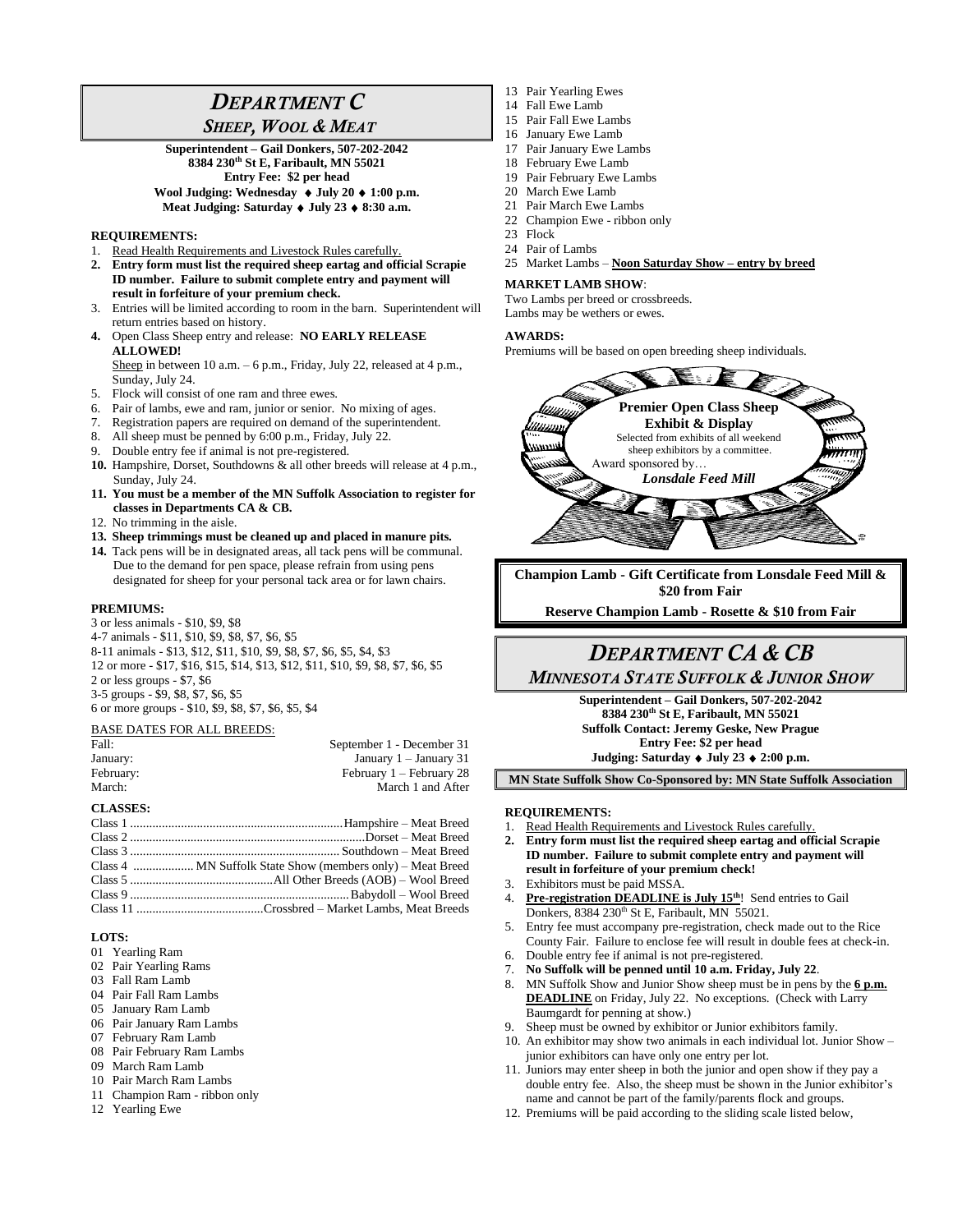# *DEPARTMENT C*

## *SHEEP, WOOL & MEAT*

**Superintendent – Gail Donkers, 507-202-2042**
**8384 230th St E, Faribault, MN 55021**
**Entry Fee: $2 per head**
**Wool Judging: Wednesday ♦ July 20 ♦ 1:00 p.m.**
**Meat Judging: Saturday ♦ July 23 ♦ 8:30 a.m.**

**REQUIREMENTS:**

1. Read Health Requirements and Livestock Rules carefully.
2. **Entry form must list the required sheep eartag and official Scrapie ID number. Failure to submit complete entry and payment will result in forfeiture of your premium check.**
3. Entries will be limited according to room in the barn. Superintendent will return entries based on history.
4. Open Class Sheep entry and release: **NO EARLY RELEASE ALLOWED!**
   Sheep in between 10 a.m. – 6 p.m., Friday, July 22, released at 4 p.m., Sunday, July 24.
5. Flock will consist of one ram and three ewes.
6. Pair of lambs, ewe and ram, junior or senior. No mixing of ages.
7. Registration papers are required on demand of the superintendent.
8. All sheep must be penned by 6:00 p.m., Friday, July 22.
9. Double entry fee if animal is not pre-registered.
10. Hampshire, Dorset, Southdowns & all other breeds will release at 4 p.m., Sunday, July 24.
11. **You must be a member of the MN Suffolk Association to register for classes in Departments CA & CB.**
12. No trimming in the aisle.
13. **Sheep trimmings must be cleaned up and placed in manure pits.**
14. Tack pens will be in designated areas, all tack pens will be communal. Due to the demand for pen space, please refrain from using pens designated for sheep for your personal tack area or for lawn chairs.

**PREMIUMS:**

3 or less animals - $10, $9, $8
4-7 animals - $11, $10, $9, $8, $7, $6, $5
8-11 animals - $13, $12, $11, $10, $9, $8, $7, $6, $5, $4, $3
12 or more - $17, $16, $15, $14, $13, $12, $11, $10, $9, $8, $7, $6, $5
2 or less groups - $7, $6
3-5 groups - $9, $8, $7, $6, $5
6 or more groups - $10, $9, $8, $7, $6, $5, $4

BASE DATES FOR ALL BREEDS:

| | |
|---|---|
| Fall: | September 1 - December 31 |
| January: | January 1 – January 31 |
| February: | February 1 – February 28 |
| March: | March 1 and After |

**CLASSES:**

| | |
|---|---|
| Class 1 | Hampshire – Meat Breed |
| Class 2 | Dorset – Meat Breed |
| Class 3 | Southdown – Meat Breed |
| Class 4 | MN Suffolk State Show (members only) – Meat Breed |
| Class 5 | All Other Breeds (AOB) – Wool Breed |
| Class 9 | Babydoll – Wool Breed |
| Class 11 | Crossbred – Market Lambs, Meat Breeds |

**LOTS:**

01 Yearling Ram
02 Pair Yearling Rams
03 Fall Ram Lamb
04 Pair Fall Ram Lambs
05 January Ram Lamb
06 Pair January Ram Lambs
07 February Ram Lamb
08 Pair February Ram Lambs
09 March Ram Lamb
10 Pair March Ram Lambs
11 Champion Ram - ribbon only
12 Yearling Ewe
13 Pair Yearling Ewes
14 Fall Ewe Lamb
15 Pair Fall Ewe Lambs
16 January Ewe Lamb
17 Pair January Ewe Lambs
18 February Ewe Lamb
19 Pair February Ewe Lambs
20 March Ewe Lamb
21 Pair March Ewe Lambs
22 Champion Ewe - ribbon only
23 Flock
24 Pair of Lambs
25 Market Lambs – **Noon Saturday Show – entry by breed**

**MARKET LAMB SHOW**:

Two Lambs per breed or crossbreeds.
Lambs may be wethers or ewes.

**AWARDS:**

Premiums will be based on open breeding sheep individuals.

**Premier Open Class Sheep Exhibit & Display**
Selected from exhibits of all weekend sheep exhibitors by a committee.
Award sponsored by…
***Lonsdale Feed Mill***

**Champion Lamb - Gift Certificate from Lonsdale Feed Mill & $20 from Fair**

**Reserve Champion Lamb - Rosette & $10 from Fair**

# *DEPARTMENT CA & CB*

## *MINNESOTA STATE SUFFOLK & JUNIOR SHOW*

**Superintendent – Gail Donkers, 507-202-2042**
**8384 230th St E, Faribault, MN 55021**
**Suffolk Contact: Jeremy Geske, New Prague**
**Entry Fee: $2 per head**
**Judging: Saturday ♦ July 23 ♦ 2:00 p.m.**

**MN State Suffolk Show Co-Sponsored by: MN State Suffolk Association**

**REQUIREMENTS:**

1. Read Health Requirements and Livestock Rules carefully.
2. **Entry form must list the required sheep eartag and official Scrapie ID number. Failure to submit complete entry and payment will result in forfeiture of your premium check!**
3. Exhibitors must be paid MSSA.
4. **Pre-registration DEADLINE is July 15th**! Send entries to Gail Donkers, 8384 230th St E, Faribault, MN 55021.
5. Entry fee must accompany pre-registration, check made out to the Rice County Fair. Failure to enclose fee will result in double fees at check-in.
6. Double entry fee if animal is not pre-registered.
7. **No Suffolk will be penned until 10 a.m. Friday, July 22**.
8. MN Suffolk Show and Junior Show sheep must be in pens by the **6 p.m. DEADLINE** on Friday, July 22. No exceptions. (Check with Larry Baumgardt for penning at show.)
9. Sheep must be owned by exhibitor or Junior exhibitors family.
10. An exhibitor may show two animals in each individual lot. Junior Show – junior exhibitors can have only one entry per lot.
11. Juniors may enter sheep in both the junior and open show if they pay a double entry fee. Also, the sheep must be shown in the Junior exhibitor's name and cannot be part of the family/parents flock and groups.
12. Premiums will be paid according to the sliding scale listed below,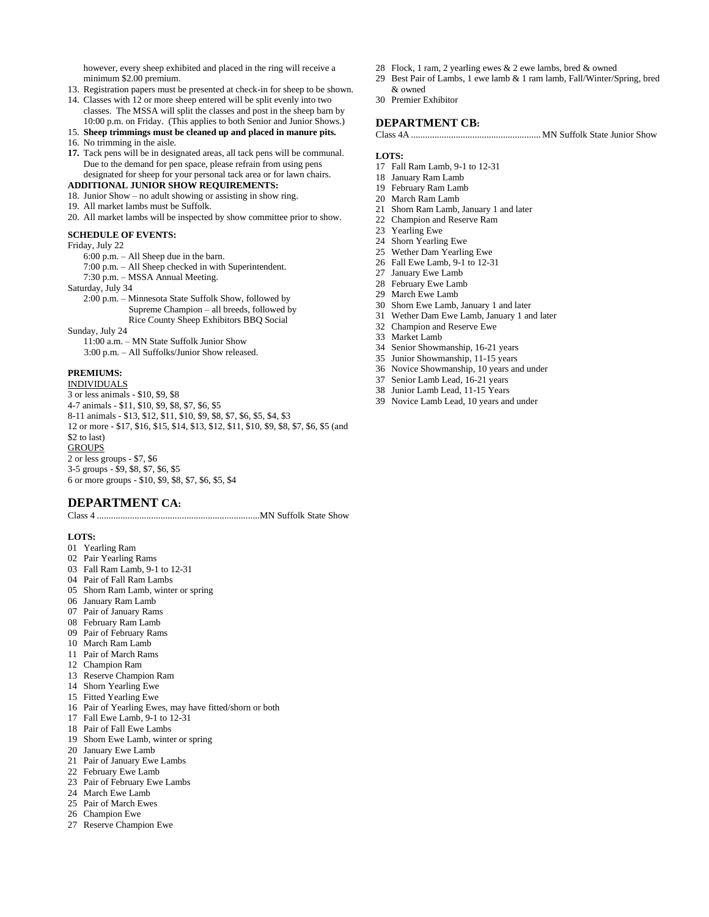however, every sheep exhibited and placed in the ring will receive a minimum $2.00 premium.

13. Registration papers must be presented at check-in for sheep to be shown.
14. Classes with 12 or more sheep entered will be split evenly into two classes. The MSSA will split the classes and post in the sheep barn by 10:00 p.m. on Friday. (This applies to both Senior and Junior Shows.)
15. **Sheep trimmings must be cleaned up and placed in manure pits.**
16. No trimming in the aisle.
17. Tack pens will be in designated areas, all tack pens will be communal. Due to the demand for pen space, please refrain from using pens designated for sheep for your personal tack area or for lawn chairs.

**ADDITIONAL JUNIOR SHOW REQUIREMENTS:**

18. Junior Show – no adult showing or assisting in show ring.
19. All market lambs must be Suffolk.
20. All market lambs will be inspected by show committee prior to show.

**SCHEDULE OF EVENTS:**

Friday, July 22
- 6:00 p.m. – All Sheep due in the barn.
- 7:00 p.m. – All Sheep checked in with Superintendent.
- 7:30 p.m. – MSSA Annual Meeting.

Saturday, July 34
- 2:00 p.m. – Minnesota State Suffolk Show, followed by Supreme Champion – all breeds, followed by Rice County Sheep Exhibitors BBQ Social

Sunday, July 24
- 11:00 a.m. – MN State Suffolk Junior Show
- 3:00 p.m. – All Suffolks/Junior Show released.

**PREMIUMS:**

INDIVIDUALS

3 or less animals - $10, $9, $8
4-7 animals - $11, $10, $9, $8, $7, $6, $5
8-11 animals - $13, $12, $11, $10, $9, $8, $7, $6, $5, $4, $3
12 or more - $17, $16, $15, $14, $13, $12, $11, $10, $9, $8, $7, $6, $5 (and $2 to last)

GROUPS

2 or less groups - $7, $6
3-5 groups - $9, $8, $7, $6, $5
6 or more groups - $10, $9, $8, $7, $6, $5, $4

## DEPARTMENT CA:

Class 4 .................................................................... MN Suffolk State Show

**LOTS:**

01 Yearling Ram
02 Pair Yearling Rams
03 Fall Ram Lamb, 9-1 to 12-31
04 Pair of Fall Ram Lambs
05 Shorn Ram Lamb, winter or spring
06 January Ram Lamb
07 Pair of January Rams
08 February Ram Lamb
09 Pair of February Rams
10 March Ram Lamb
11 Pair of March Rams
12 Champion Ram
13 Reserve Champion Ram
14 Shorn Yearling Ewe
15 Fitted Yearling Ewe
16 Pair of Yearling Ewes, may have fitted/shorn or both
17 Fall Ewe Lamb, 9-1 to 12-31
18 Pair of Fall Ewe Lambs
19 Shorn Ewe Lamb, winter or spring
20 January Ewe Lamb
21 Pair of January Ewe Lambs
22 February Ewe Lamb
23 Pair of February Ewe Lambs
24 March Ewe Lamb
25 Pair of March Ewes
26 Champion Ewe
27 Reserve Champion Ewe
28 Flock, 1 ram, 2 yearling ewes & 2 ewe lambs, bred & owned
29 Best Pair of Lambs, 1 ewe lamb & 1 ram lamb, Fall/Winter/Spring, bred & owned
30 Premier Exhibitor

## DEPARTMENT CB:

Class 4A ....................................................... MN Suffolk State Junior Show

**LOTS:**

17 Fall Ram Lamb, 9-1 to 12-31
18 January Ram Lamb
19 February Ram Lamb
20 March Ram Lamb
21 Shorn Ram Lamb, January 1 and later
22 Champion and Reserve Ram
23 Yearling Ewe
24 Shorn Yearling Ewe
25 Wether Dam Yearling Ewe
26 Fall Ewe Lamb, 9-1 to 12-31
27 January Ewe Lamb
28 February Ewe Lamb
29 March Ewe Lamb
30 Shorn Ewe Lamb, January 1 and later
31 Wether Dam Ewe Lamb, January 1 and later
32 Champion and Reserve Ewe
33 Market Lamb
34 Senior Showmanship, 16-21 years
35 Junior Showmanship, 11-15 years
36 Novice Showmanship, 10 years and under
37 Senior Lamb Lead, 16-21 years
38 Junior Lamb Lead, 11-15 Years
39 Novice Lamb Lead, 10 years and under